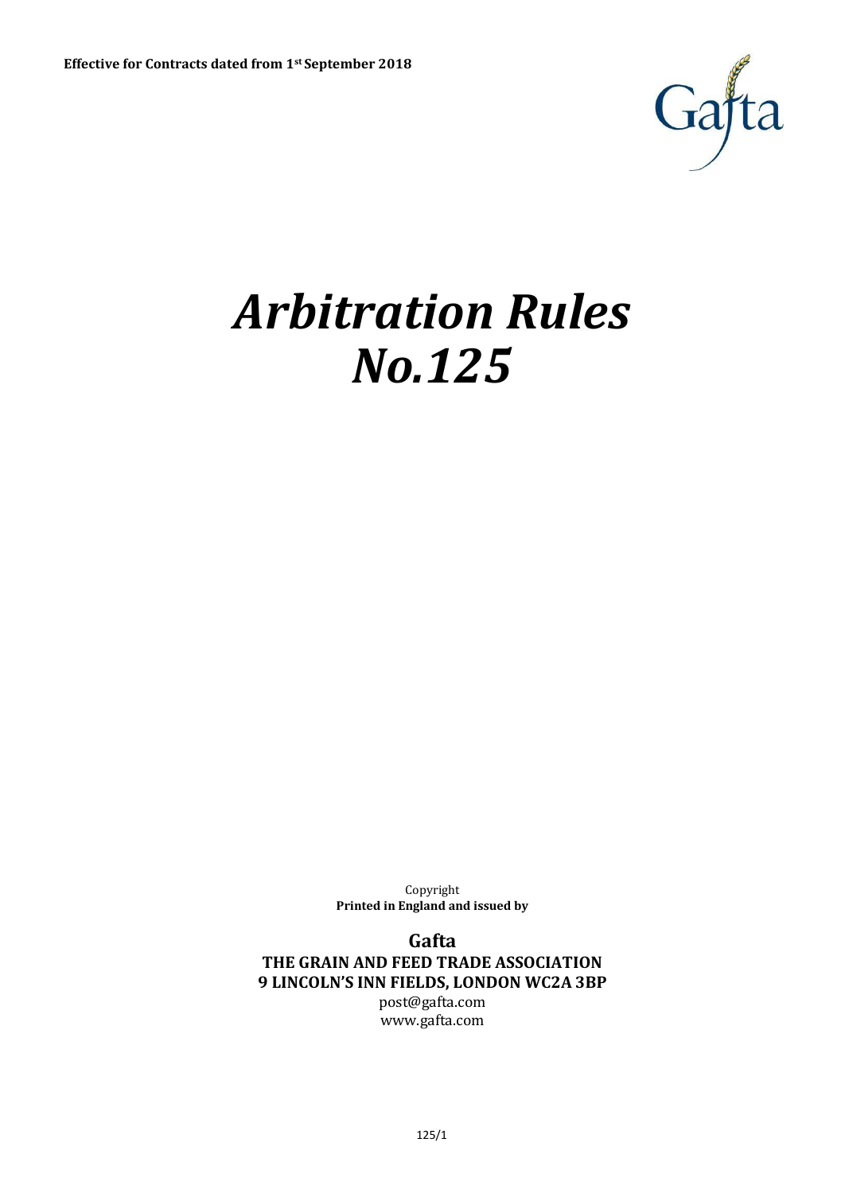**Effective for Contracts dated from 1st September 2018**

Gafta

# *Arbitration Rules No.125*

Copyright
**Printed in England and issued by**

**Gafta**
**THE GRAIN AND FEED TRADE ASSOCIATION**
**9 LINCOLN'S INN FIELDS, LONDON WC2A 3BP**
post@gafta.com
www.gafta.com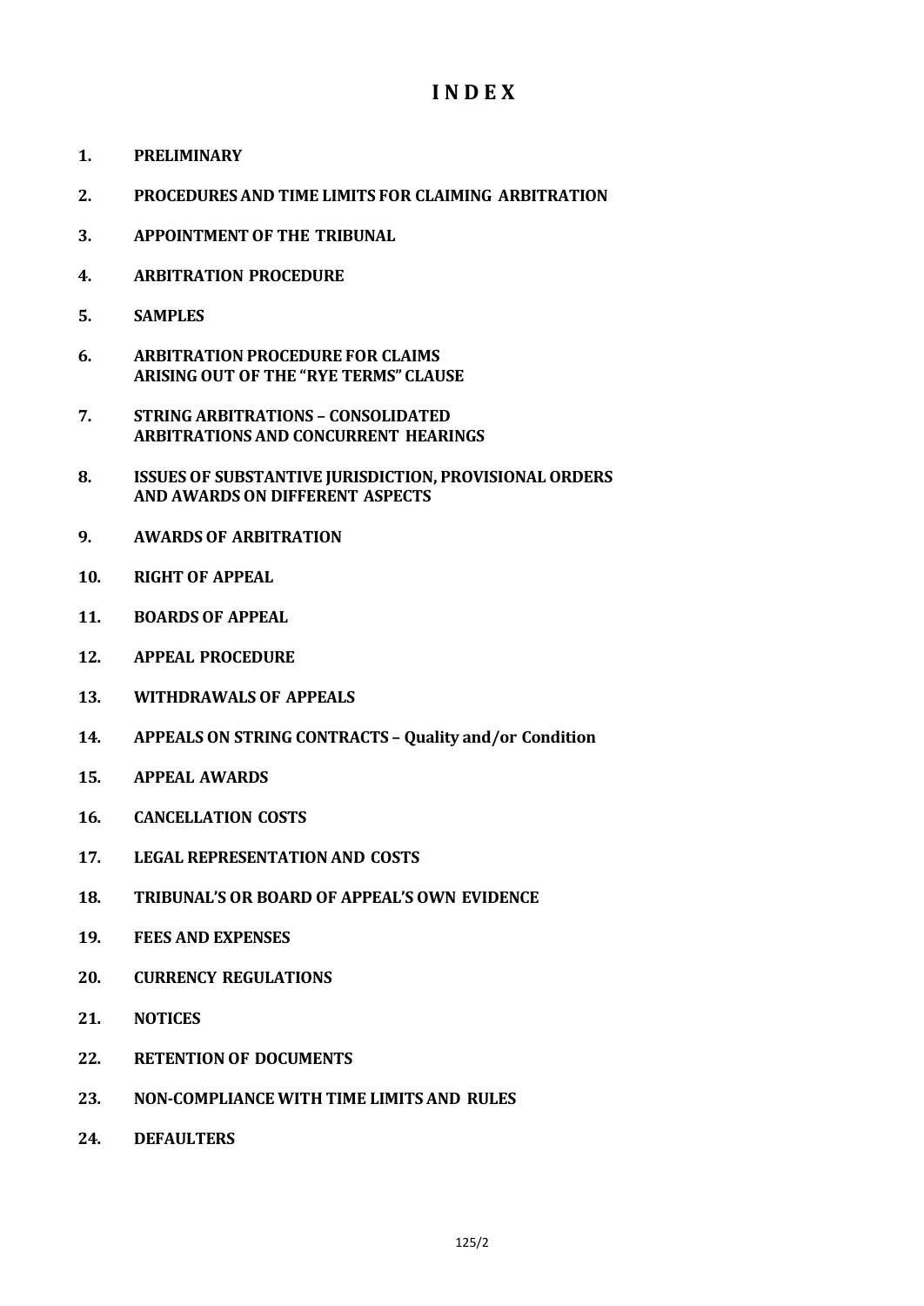# I N D E X

1. **PRELIMINARY**
2. **PROCEDURES AND TIME LIMITS FOR CLAIMING ARBITRATION**
3. **APPOINTMENT OF THE TRIBUNAL**
4. **ARBITRATION PROCEDURE**
5. **SAMPLES**
6. **ARBITRATION PROCEDURE FOR CLAIMS ARISING OUT OF THE "RYE TERMS" CLAUSE**
7. **STRING ARBITRATIONS – CONSOLIDATED ARBITRATIONS AND CONCURRENT HEARINGS**
8. **ISSUES OF SUBSTANTIVE JURISDICTION, PROVISIONAL ORDERS AND AWARDS ON DIFFERENT ASPECTS**
9. **AWARDS OF ARBITRATION**
10. **RIGHT OF APPEAL**
11. **BOARDS OF APPEAL**
12. **APPEAL PROCEDURE**
13. **WITHDRAWALS OF APPEALS**
14. **APPEALS ON STRING CONTRACTS – Quality and/or Condition**
15. **APPEAL AWARDS**
16. **CANCELLATION COSTS**
17. **LEGAL REPRESENTATION AND COSTS**
18. **TRIBUNAL'S OR BOARD OF APPEAL'S OWN EVIDENCE**
19. **FEES AND EXPENSES**
20. **CURRENCY REGULATIONS**
21. **NOTICES**
22. **RETENTION OF DOCUMENTS**
23. **NON-COMPLIANCE WITH TIME LIMITS AND RULES**
24. **DEFAULTERS**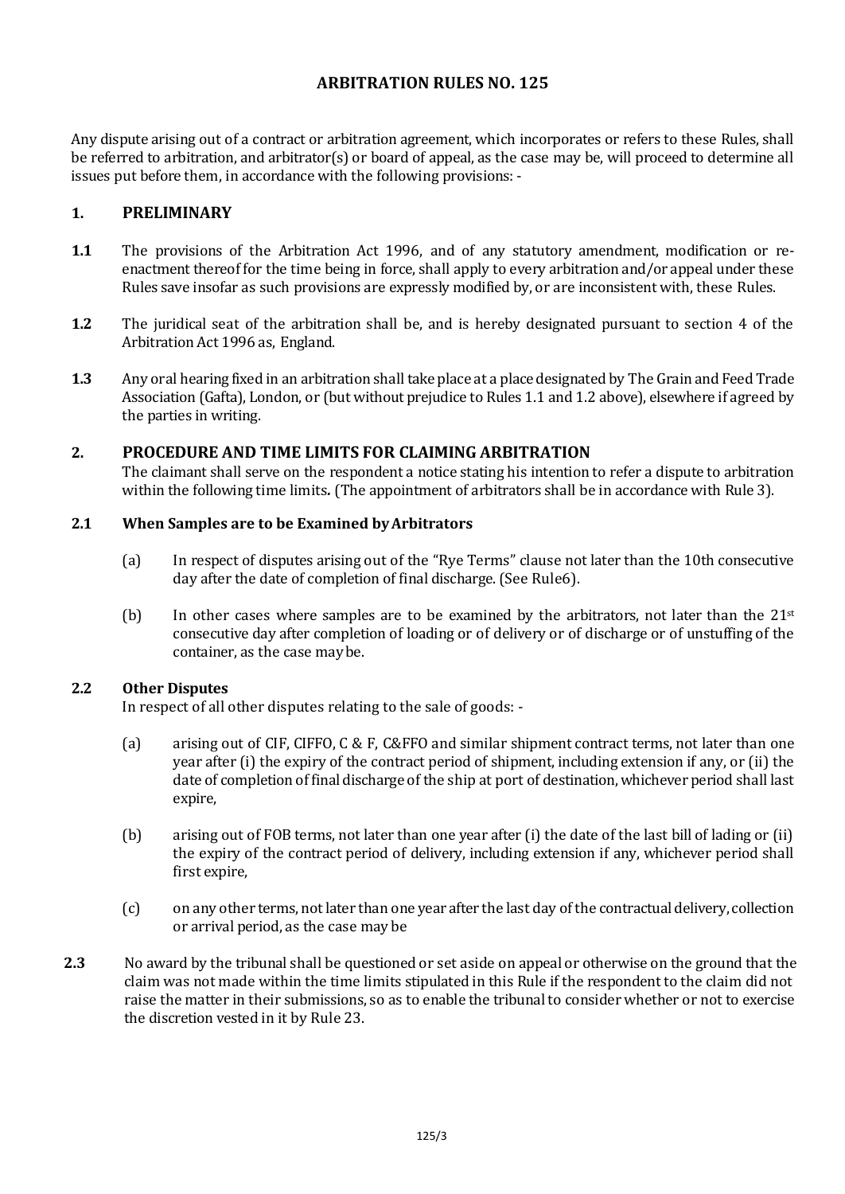# ARBITRATION RULES NO. 125

Any dispute arising out of a contract or arbitration agreement, which incorporates or refers to these Rules, shall be referred to arbitration, and arbitrator(s) or board of appeal, as the case may be, will proceed to determine all issues put before them, in accordance with the following provisions: -

## 1. PRELIMINARY

**1.1** The provisions of the Arbitration Act 1996, and of any statutory amendment, modification or re-enactment thereof for the time being in force, shall apply to every arbitration and/or appeal under these Rules save insofar as such provisions are expressly modified by, or are inconsistent with, these Rules.

**1.2** The juridical seat of the arbitration shall be, and is hereby designated pursuant to section 4 of the Arbitration Act 1996 as, England.

**1.3** Any oral hearing fixed in an arbitration shall take place at a place designated by The Grain and Feed Trade Association (Gafta), London, or (but without prejudice to Rules 1.1 and 1.2 above), elsewhere if agreed by the parties in writing.

## 2. PROCEDURE AND TIME LIMITS FOR CLAIMING ARBITRATION

The claimant shall serve on the respondent a notice stating his intention to refer a dispute to arbitration within the following time limits. (The appointment of arbitrators shall be in accordance with Rule 3).

### 2.1 When Samples are to be Examined by Arbitrators

(a) In respect of disputes arising out of the "Rye Terms" clause not later than the 10th consecutive day after the date of completion of final discharge. (See Rule6).

(b) In other cases where samples are to be examined by the arbitrators, not later than the 21st consecutive day after completion of loading or of delivery or of discharge or of unstuffing of the container, as the case may be.

### 2.2 Other Disputes

In respect of all other disputes relating to the sale of goods: -

(a) arising out of CIF, CIFFO, C & F, C&FFO and similar shipment contract terms, not later than one year after (i) the expiry of the contract period of shipment, including extension if any, or (ii) the date of completion of final discharge of the ship at port of destination, whichever period shall last expire,

(b) arising out of FOB terms, not later than one year after (i) the date of the last bill of lading or (ii) the expiry of the contract period of delivery, including extension if any, whichever period shall first expire,

(c) on any other terms, not later than one year after the last day of the contractual delivery, collection or arrival period, as the case may be

**2.3** No award by the tribunal shall be questioned or set aside on appeal or otherwise on the ground that the claim was not made within the time limits stipulated in this Rule if the respondent to the claim did not raise the matter in their submissions, so as to enable the tribunal to consider whether or not to exercise the discretion vested in it by Rule 23.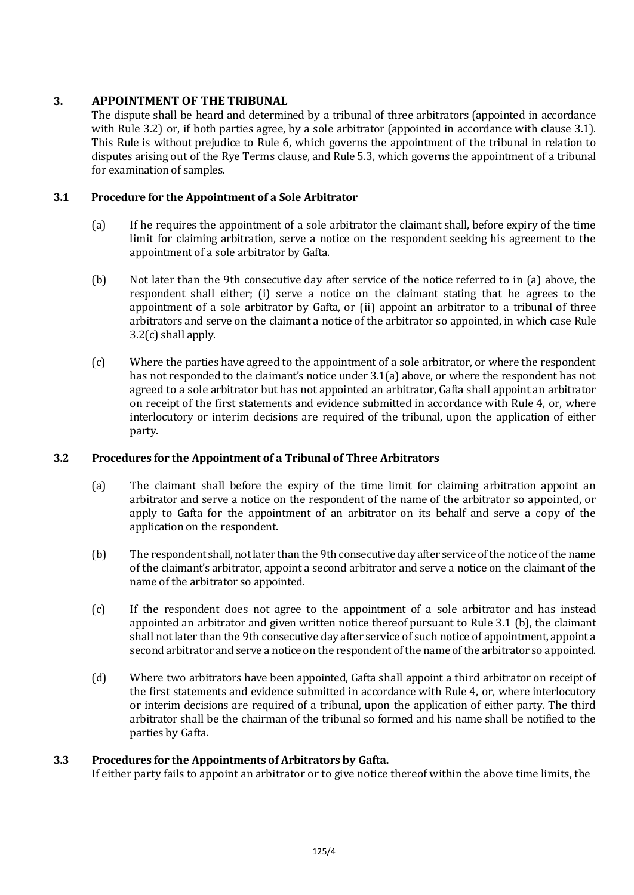## 3. APPOINTMENT OF THE TRIBUNAL

The dispute shall be heard and determined by a tribunal of three arbitrators (appointed in accordance with Rule 3.2) or, if both parties agree, by a sole arbitrator (appointed in accordance with clause 3.1). This Rule is without prejudice to Rule 6, which governs the appointment of the tribunal in relation to disputes arising out of the Rye Terms clause, and Rule 5.3, which governs the appointment of a tribunal for examination of samples.

### 3.1 Procedure for the Appointment of a Sole Arbitrator

(a) If he requires the appointment of a sole arbitrator the claimant shall, before expiry of the time limit for claiming arbitration, serve a notice on the respondent seeking his agreement to the appointment of a sole arbitrator by Gafta.

(b) Not later than the 9th consecutive day after service of the notice referred to in (a) above, the respondent shall either; (i) serve a notice on the claimant stating that he agrees to the appointment of a sole arbitrator by Gafta, or (ii) appoint an arbitrator to a tribunal of three arbitrators and serve on the claimant a notice of the arbitrator so appointed, in which case Rule 3.2(c) shall apply.

(c) Where the parties have agreed to the appointment of a sole arbitrator, or where the respondent has not responded to the claimant's notice under 3.1(a) above, or where the respondent has not agreed to a sole arbitrator but has not appointed an arbitrator, Gafta shall appoint an arbitrator on receipt of the first statements and evidence submitted in accordance with Rule 4, or, where interlocutory or interim decisions are required of the tribunal, upon the application of either party.

### 3.2 Procedures for the Appointment of a Tribunal of Three Arbitrators

(a) The claimant shall before the expiry of the time limit for claiming arbitration appoint an arbitrator and serve a notice on the respondent of the name of the arbitrator so appointed, or apply to Gafta for the appointment of an arbitrator on its behalf and serve a copy of the application on the respondent.

(b) The respondent shall, not later than the 9th consecutive day after service of the notice of the name of the claimant's arbitrator, appoint a second arbitrator and serve a notice on the claimant of the name of the arbitrator so appointed.

(c) If the respondent does not agree to the appointment of a sole arbitrator and has instead appointed an arbitrator and given written notice thereof pursuant to Rule 3.1 (b), the claimant shall not later than the 9th consecutive day after service of such notice of appointment, appoint a second arbitrator and serve a notice on the respondent of the name of the arbitrator so appointed.

(d) Where two arbitrators have been appointed, Gafta shall appoint a third arbitrator on receipt of the first statements and evidence submitted in accordance with Rule 4, or, where interlocutory or interim decisions are required of a tribunal, upon the application of either party. The third arbitrator shall be the chairman of the tribunal so formed and his name shall be notified to the parties by Gafta.

### 3.3 Procedures for the Appointments of Arbitrators by Gafta.

If either party fails to appoint an arbitrator or to give notice thereof within the above time limits, the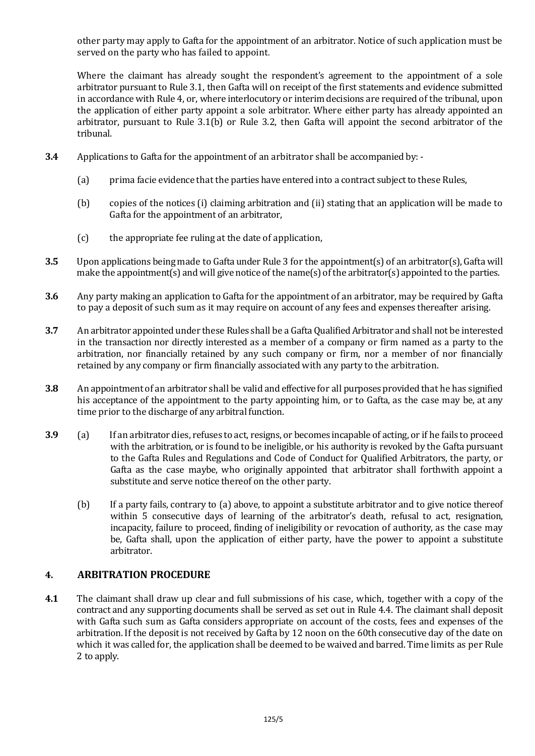other party may apply to Gafta for the appointment of an arbitrator. Notice of such application must be served on the party who has failed to appoint.

Where the claimant has already sought the respondent's agreement to the appointment of a sole arbitrator pursuant to Rule 3.1, then Gafta will on receipt of the first statements and evidence submitted in accordance with Rule 4, or, where interlocutory or interim decisions are required of the tribunal, upon the application of either party appoint a sole arbitrator. Where either party has already appointed an arbitrator, pursuant to Rule 3.1(b) or Rule 3.2, then Gafta will appoint the second arbitrator of the tribunal.

**3.4** Applications to Gafta for the appointment of an arbitrator shall be accompanied by: -

(a) prima facie evidence that the parties have entered into a contract subject to these Rules,

(b) copies of the notices (i) claiming arbitration and (ii) stating that an application will be made to Gafta for the appointment of an arbitrator,

(c) the appropriate fee ruling at the date of application,

**3.5** Upon applications being made to Gafta under Rule 3 for the appointment(s) of an arbitrator(s), Gafta will make the appointment(s) and will give notice of the name(s) of the arbitrator(s) appointed to the parties.

**3.6** Any party making an application to Gafta for the appointment of an arbitrator, may be required by Gafta to pay a deposit of such sum as it may require on account of any fees and expenses thereafter arising.

**3.7** An arbitrator appointed under these Rules shall be a Gafta Qualified Arbitrator and shall not be interested in the transaction nor directly interested as a member of a company or firm named as a party to the arbitration, nor financially retained by any such company or firm, nor a member of nor financially retained by any company or firm financially associated with any party to the arbitration.

**3.8** An appointment of an arbitrator shall be valid and effective for all purposes provided that he has signified his acceptance of the appointment to the party appointing him, or to Gafta, as the case may be, at any time prior to the discharge of any arbitral function.

**3.9** (a) If an arbitrator dies, refuses to act, resigns, or becomes incapable of acting, or if he fails to proceed with the arbitration, or is found to be ineligible, or his authority is revoked by the Gafta pursuant to the Gafta Rules and Regulations and Code of Conduct for Qualified Arbitrators, the party, or Gafta as the case maybe, who originally appointed that arbitrator shall forthwith appoint a substitute and serve notice thereof on the other party.

(b) If a party fails, contrary to (a) above, to appoint a substitute arbitrator and to give notice thereof within 5 consecutive days of learning of the arbitrator's death, refusal to act, resignation, incapacity, failure to proceed, finding of ineligibility or revocation of authority, as the case may be, Gafta shall, upon the application of either party, have the power to appoint a substitute arbitrator.

## 4. ARBITRATION PROCEDURE

**4.1** The claimant shall draw up clear and full submissions of his case, which, together with a copy of the contract and any supporting documents shall be served as set out in Rule 4.4. The claimant shall deposit with Gafta such sum as Gafta considers appropriate on account of the costs, fees and expenses of the arbitration. If the deposit is not received by Gafta by 12 noon on the 60th consecutive day of the date on which it was called for, the application shall be deemed to be waived and barred. Time limits as per Rule 2 to apply.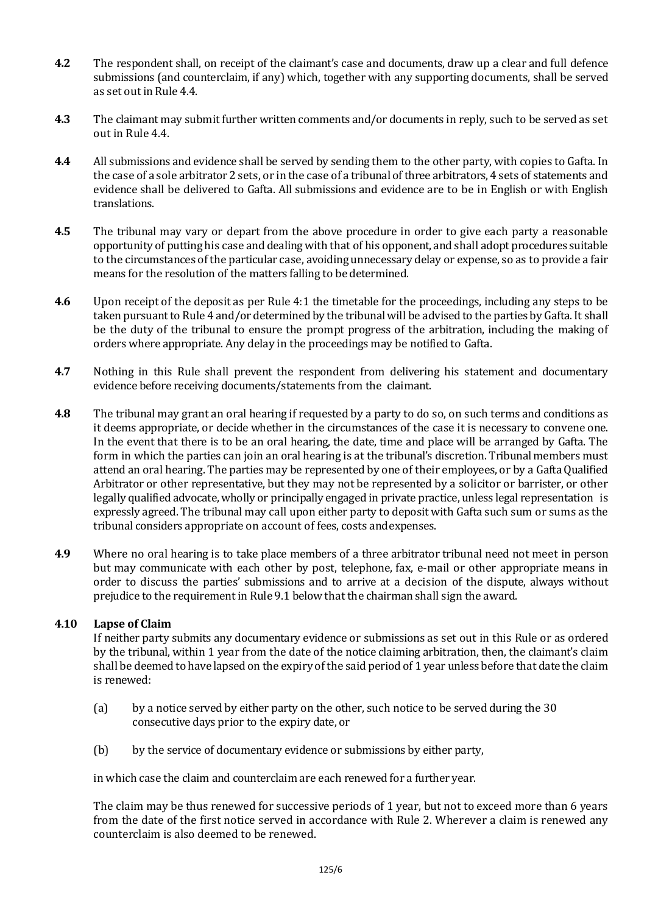**4.2** The respondent shall, on receipt of the claimant's case and documents, draw up a clear and full defence submissions (and counterclaim, if any) which, together with any supporting documents, shall be served as set out in Rule 4.4.

**4.3** The claimant may submit further written comments and/or documents in reply, such to be served as set out in Rule 4.4.

**4.4** All submissions and evidence shall be served by sending them to the other party, with copies to Gafta. In the case of a sole arbitrator 2 sets, or in the case of a tribunal of three arbitrators, 4 sets of statements and evidence shall be delivered to Gafta. All submissions and evidence are to be in English or with English translations.

**4.5** The tribunal may vary or depart from the above procedure in order to give each party a reasonable opportunity of putting his case and dealing with that of his opponent, and shall adopt procedures suitable to the circumstances of the particular case, avoiding unnecessary delay or expense, so as to provide a fair means for the resolution of the matters falling to be determined.

**4.6** Upon receipt of the deposit as per Rule 4:1 the timetable for the proceedings, including any steps to be taken pursuant to Rule 4 and/or determined by the tribunal will be advised to the parties by Gafta. It shall be the duty of the tribunal to ensure the prompt progress of the arbitration, including the making of orders where appropriate. Any delay in the proceedings may be notified to Gafta.

**4.7** Nothing in this Rule shall prevent the respondent from delivering his statement and documentary evidence before receiving documents/statements from the claimant.

**4.8** The tribunal may grant an oral hearing if requested by a party to do so, on such terms and conditions as it deems appropriate, or decide whether in the circumstances of the case it is necessary to convene one. In the event that there is to be an oral hearing, the date, time and place will be arranged by Gafta. The form in which the parties can join an oral hearing is at the tribunal's discretion. Tribunal members must attend an oral hearing. The parties may be represented by one of their employees, or by a Gafta Qualified Arbitrator or other representative, but they may not be represented by a solicitor or barrister, or other legally qualified advocate, wholly or principally engaged in private practice, unless legal representation is expressly agreed. The tribunal may call upon either party to deposit with Gafta such sum or sums as the tribunal considers appropriate on account of fees, costs and expenses.

**4.9** Where no oral hearing is to take place members of a three arbitrator tribunal need not meet in person but may communicate with each other by post, telephone, fax, e-mail or other appropriate means in order to discuss the parties' submissions and to arrive at a decision of the dispute, always without prejudice to the requirement in Rule 9.1 below that the chairman shall sign the award.

**4.10 Lapse of Claim**

If neither party submits any documentary evidence or submissions as set out in this Rule or as ordered by the tribunal, within 1 year from the date of the notice claiming arbitration, then, the claimant's claim shall be deemed to have lapsed on the expiry of the said period of 1 year unless before that date the claim is renewed:

(a) by a notice served by either party on the other, such notice to be served during the 30 consecutive days prior to the expiry date, or

(b) by the service of documentary evidence or submissions by either party,

in which case the claim and counterclaim are each renewed for a further year.

The claim may be thus renewed for successive periods of 1 year, but not to exceed more than 6 years from the date of the first notice served in accordance with Rule 2. Wherever a claim is renewed any counterclaim is also deemed to be renewed.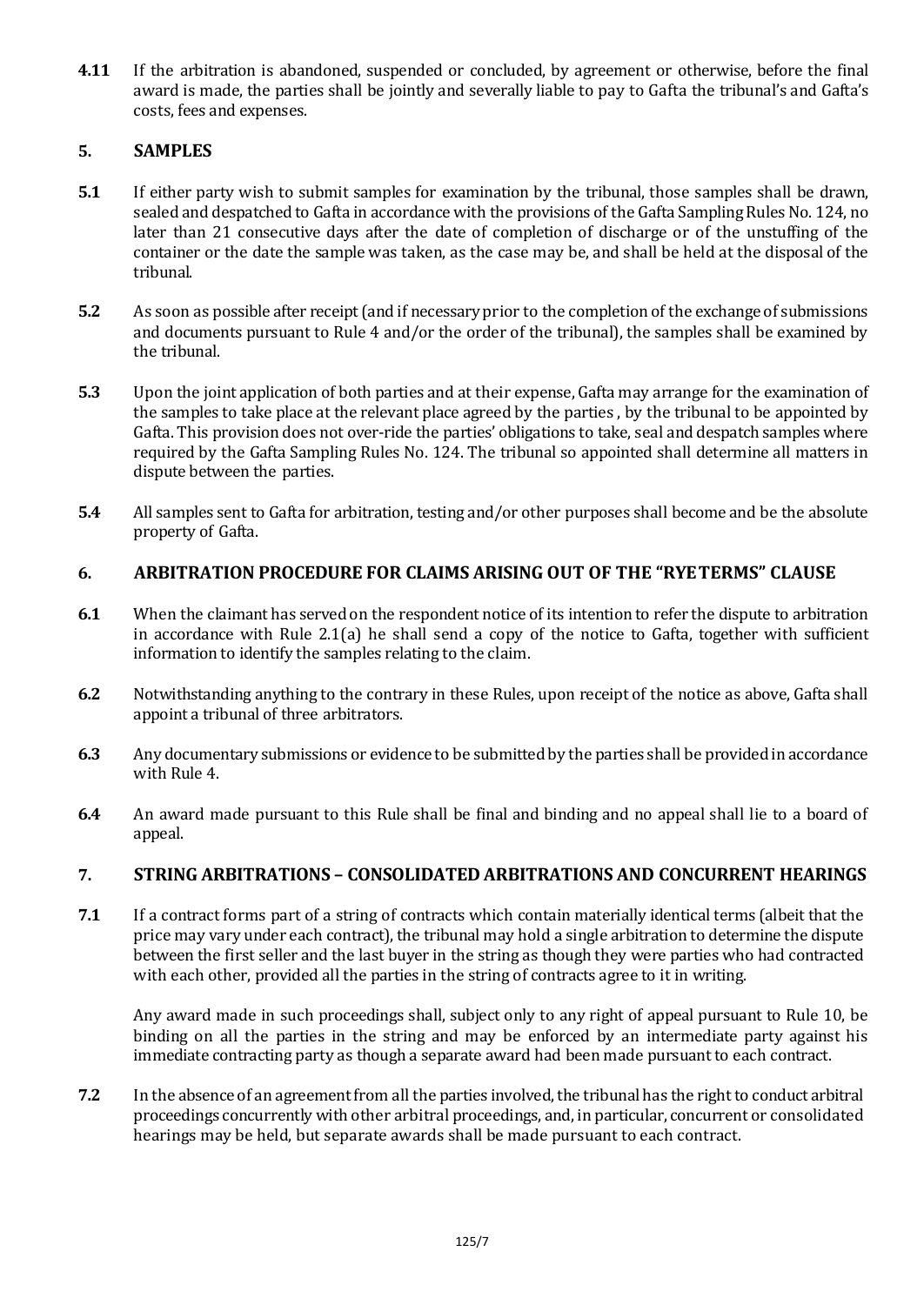**4.11** If the arbitration is abandoned, suspended or concluded, by agreement or otherwise, before the final award is made, the parties shall be jointly and severally liable to pay to Gafta the tribunal's and Gafta's costs, fees and expenses.

## 5. SAMPLES

**5.1** If either party wish to submit samples for examination by the tribunal, those samples shall be drawn, sealed and despatched to Gafta in accordance with the provisions of the Gafta Sampling Rules No. 124, no later than 21 consecutive days after the date of completion of discharge or of the unstuffing of the container or the date the sample was taken, as the case may be, and shall be held at the disposal of the tribunal.

**5.2** As soon as possible after receipt (and if necessary prior to the completion of the exchange of submissions and documents pursuant to Rule 4 and/or the order of the tribunal), the samples shall be examined by the tribunal.

**5.3** Upon the joint application of both parties and at their expense, Gafta may arrange for the examination of the samples to take place at the relevant place agreed by the parties , by the tribunal to be appointed by Gafta. This provision does not over-ride the parties' obligations to take, seal and despatch samples where required by the Gafta Sampling Rules No. 124. The tribunal so appointed shall determine all matters in dispute between the parties.

**5.4** All samples sent to Gafta for arbitration, testing and/or other purposes shall become and be the absolute property of Gafta.

## 6. ARBITRATION PROCEDURE FOR CLAIMS ARISING OUT OF THE "RYE TERMS" CLAUSE

**6.1** When the claimant has served on the respondent notice of its intention to refer the dispute to arbitration in accordance with Rule 2.1(a) he shall send a copy of the notice to Gafta, together with sufficient information to identify the samples relating to the claim.

**6.2** Notwithstanding anything to the contrary in these Rules, upon receipt of the notice as above, Gafta shall appoint a tribunal of three arbitrators.

**6.3** Any documentary submissions or evidence to be submitted by the parties shall be provided in accordance with Rule 4.

**6.4** An award made pursuant to this Rule shall be final and binding and no appeal shall lie to a board of appeal.

## 7. STRING ARBITRATIONS – CONSOLIDATED ARBITRATIONS AND CONCURRENT HEARINGS

**7.1** If a contract forms part of a string of contracts which contain materially identical terms (albeit that the price may vary under each contract), the tribunal may hold a single arbitration to determine the dispute between the first seller and the last buyer in the string as though they were parties who had contracted with each other, provided all the parties in the string of contracts agree to it in writing.

Any award made in such proceedings shall, subject only to any right of appeal pursuant to Rule 10, be binding on all the parties in the string and may be enforced by an intermediate party against his immediate contracting party as though a separate award had been made pursuant to each contract.

**7.2** In the absence of an agreement from all the parties involved, the tribunal has the right to conduct arbitral proceedings concurrently with other arbitral proceedings, and, in particular, concurrent or consolidated hearings may be held, but separate awards shall be made pursuant to each contract.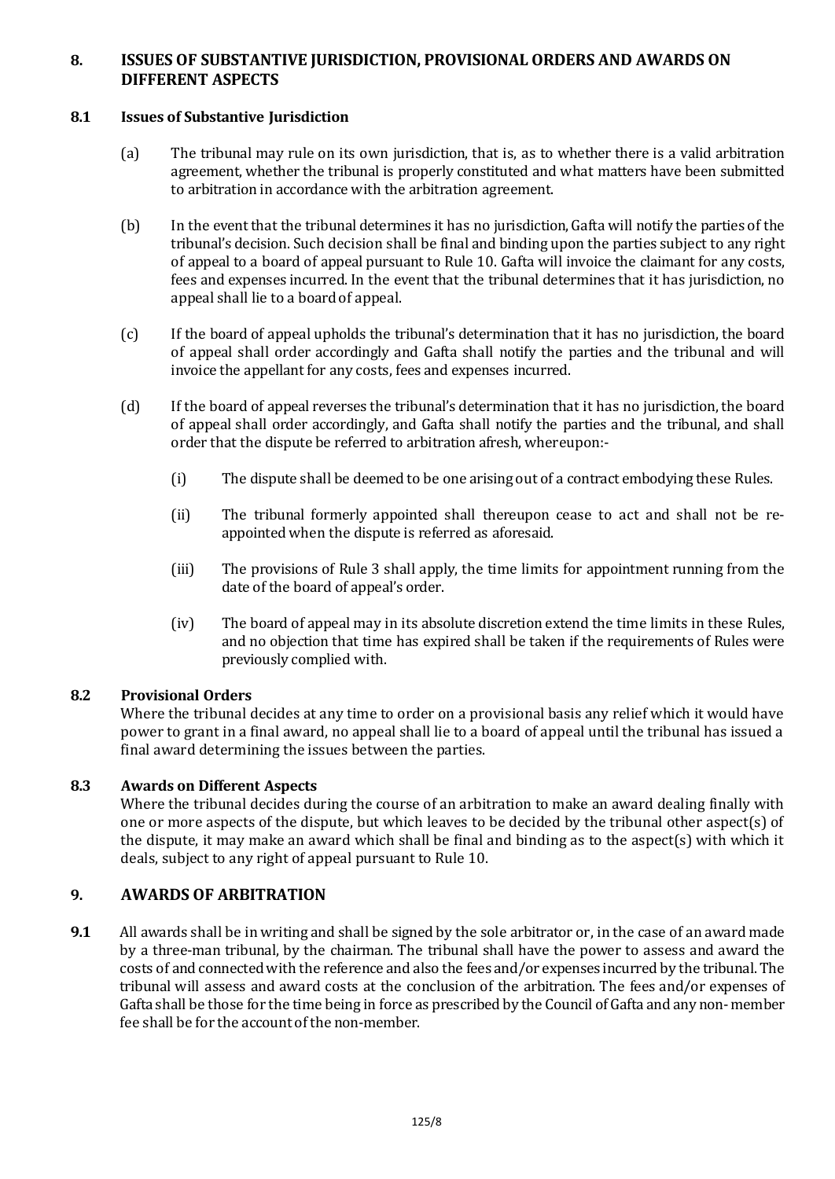## 8. ISSUES OF SUBSTANTIVE JURISDICTION, PROVISIONAL ORDERS AND AWARDS ON DIFFERENT ASPECTS

### 8.1 Issues of Substantive Jurisdiction

(a) The tribunal may rule on its own jurisdiction, that is, as to whether there is a valid arbitration agreement, whether the tribunal is properly constituted and what matters have been submitted to arbitration in accordance with the arbitration agreement.

(b) In the event that the tribunal determines it has no jurisdiction, Gafta will notify the parties of the tribunal's decision. Such decision shall be final and binding upon the parties subject to any right of appeal to a board of appeal pursuant to Rule 10. Gafta will invoice the claimant for any costs, fees and expenses incurred. In the event that the tribunal determines that it has jurisdiction, no appeal shall lie to a board of appeal.

(c) If the board of appeal upholds the tribunal's determination that it has no jurisdiction, the board of appeal shall order accordingly and Gafta shall notify the parties and the tribunal and will invoice the appellant for any costs, fees and expenses incurred.

(d) If the board of appeal reverses the tribunal's determination that it has no jurisdiction, the board of appeal shall order accordingly, and Gafta shall notify the parties and the tribunal, and shall order that the dispute be referred to arbitration afresh, whereupon:-

(i) The dispute shall be deemed to be one arising out of a contract embodying these Rules.

(ii) The tribunal formerly appointed shall thereupon cease to act and shall not be re-appointed when the dispute is referred as aforesaid.

(iii) The provisions of Rule 3 shall apply, the time limits for appointment running from the date of the board of appeal's order.

(iv) The board of appeal may in its absolute discretion extend the time limits in these Rules, and no objection that time has expired shall be taken if the requirements of Rules were previously complied with.

### 8.2 Provisional Orders

Where the tribunal decides at any time to order on a provisional basis any relief which it would have power to grant in a final award, no appeal shall lie to a board of appeal until the tribunal has issued a final award determining the issues between the parties.

### 8.3 Awards on Different Aspects

Where the tribunal decides during the course of an arbitration to make an award dealing finally with one or more aspects of the dispute, but which leaves to be decided by the tribunal other aspect(s) of the dispute, it may make an award which shall be final and binding as to the aspect(s) with which it deals, subject to any right of appeal pursuant to Rule 10.

## 9. AWARDS OF ARBITRATION

**9.1** All awards shall be in writing and shall be signed by the sole arbitrator or, in the case of an award made by a three-man tribunal, by the chairman. The tribunal shall have the power to assess and award the costs of and connected with the reference and also the fees and/or expenses incurred by the tribunal. The tribunal will assess and award costs at the conclusion of the arbitration. The fees and/or expenses of Gafta shall be those for the time being in force as prescribed by the Council of Gafta and any non- member fee shall be for the account of the non-member.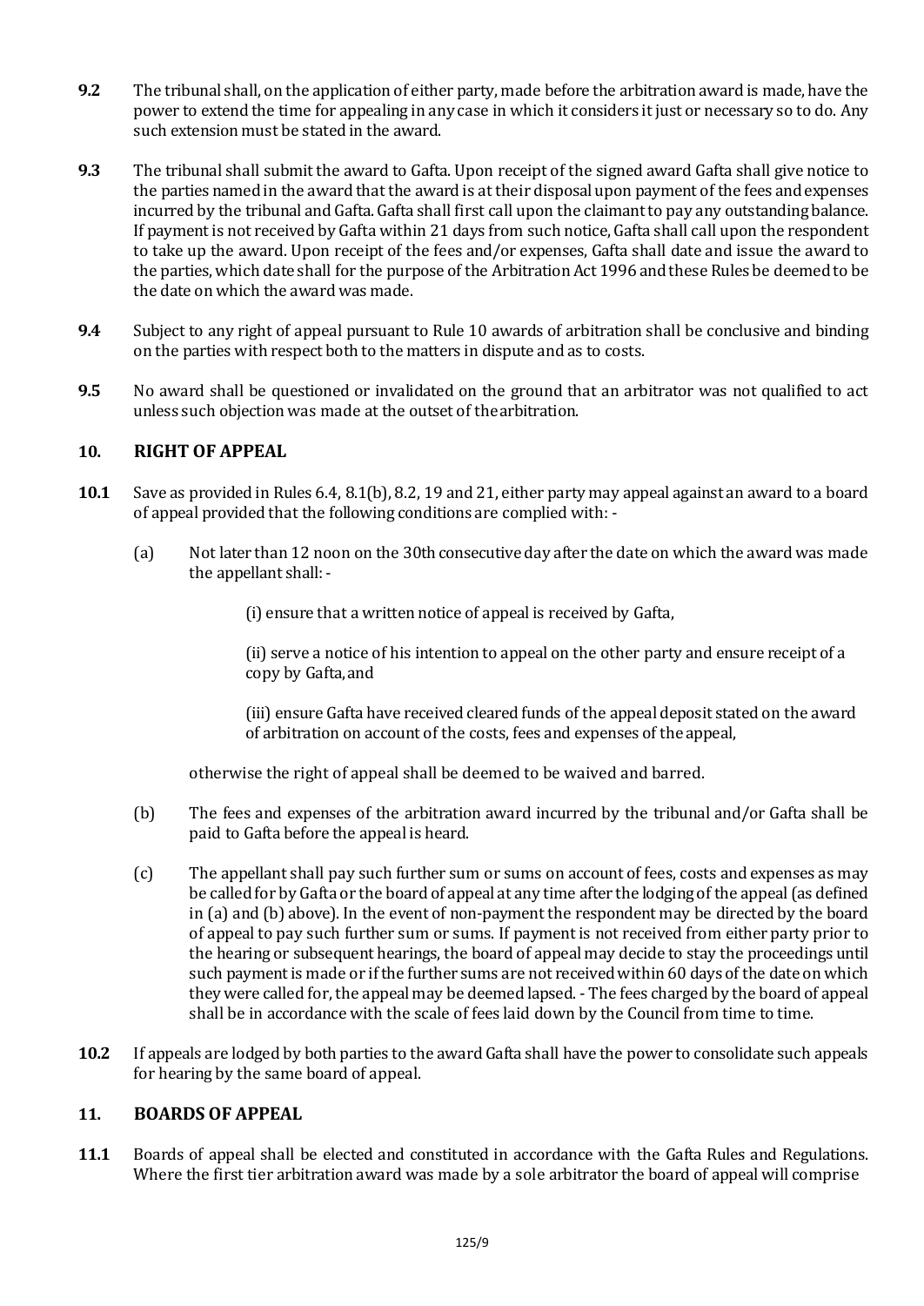**9.2** The tribunal shall, on the application of either party, made before the arbitration award is made, have the power to extend the time for appealing in any case in which it considers it just or necessary so to do. Any such extension must be stated in the award.

**9.3** The tribunal shall submit the award to Gafta. Upon receipt of the signed award Gafta shall give notice to the parties named in the award that the award is at their disposal upon payment of the fees and expenses incurred by the tribunal and Gafta. Gafta shall first call upon the claimant to pay any outstanding balance. If payment is not received by Gafta within 21 days from such notice, Gafta shall call upon the respondent to take up the award. Upon receipt of the fees and/or expenses, Gafta shall date and issue the award to the parties, which date shall for the purpose of the Arbitration Act 1996 and these Rules be deemed to be the date on which the award was made.

**9.4** Subject to any right of appeal pursuant to Rule 10 awards of arbitration shall be conclusive and binding on the parties with respect both to the matters in dispute and as to costs.

**9.5** No award shall be questioned or invalidated on the ground that an arbitrator was not qualified to act unless such objection was made at the outset of the arbitration.

## 10. RIGHT OF APPEAL

**10.1** Save as provided in Rules 6.4, 8.1(b), 8.2, 19 and 21, either party may appeal against an award to a board of appeal provided that the following conditions are complied with: -

(a) Not later than 12 noon on the 30th consecutive day after the date on which the award was made the appellant shall: -

(i) ensure that a written notice of appeal is received by Gafta,

(ii) serve a notice of his intention to appeal on the other party and ensure receipt of a copy by Gafta, and

(iii) ensure Gafta have received cleared funds of the appeal deposit stated on the award of arbitration on account of the costs, fees and expenses of the appeal,

otherwise the right of appeal shall be deemed to be waived and barred.

(b) The fees and expenses of the arbitration award incurred by the tribunal and/or Gafta shall be paid to Gafta before the appeal is heard.

(c) The appellant shall pay such further sum or sums on account of fees, costs and expenses as may be called for by Gafta or the board of appeal at any time after the lodging of the appeal (as defined in (a) and (b) above). In the event of non-payment the respondent may be directed by the board of appeal to pay such further sum or sums. If payment is not received from either party prior to the hearing or subsequent hearings, the board of appeal may decide to stay the proceedings until such payment is made or if the further sums are not received within 60 days of the date on which they were called for, the appeal may be deemed lapsed. - The fees charged by the board of appeal shall be in accordance with the scale of fees laid down by the Council from time to time.

**10.2** If appeals are lodged by both parties to the award Gafta shall have the power to consolidate such appeals for hearing by the same board of appeal.

## 11. BOARDS OF APPEAL

**11.1** Boards of appeal shall be elected and constituted in accordance with the Gafta Rules and Regulations. Where the first tier arbitration award was made by a sole arbitrator the board of appeal will comprise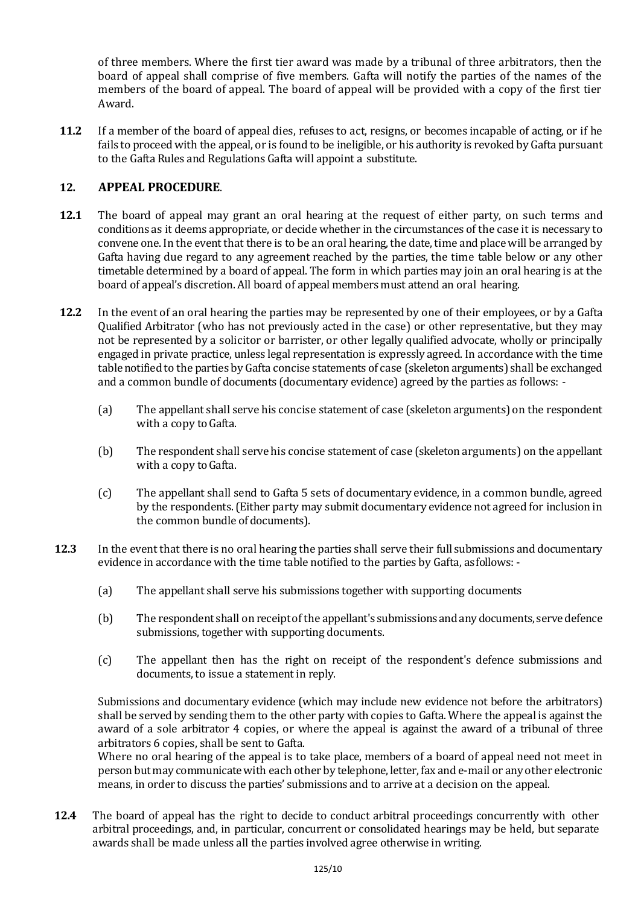of three members. Where the first tier award was made by a tribunal of three arbitrators, then the board of appeal shall comprise of five members. Gafta will notify the parties of the names of the members of the board of appeal. The board of appeal will be provided with a copy of the first tier Award.

**11.2** If a member of the board of appeal dies, refuses to act, resigns, or becomes incapable of acting, or if he fails to proceed with the appeal, or is found to be ineligible, or his authority is revoked by Gafta pursuant to the Gafta Rules and Regulations Gafta will appoint a substitute.

## 12. APPEAL PROCEDURE.

**12.1** The board of appeal may grant an oral hearing at the request of either party, on such terms and conditions as it deems appropriate, or decide whether in the circumstances of the case it is necessary to convene one. In the event that there is to be an oral hearing, the date, time and place will be arranged by Gafta having due regard to any agreement reached by the parties, the time table below or any other timetable determined by a board of appeal. The form in which parties may join an oral hearing is at the board of appeal's discretion. All board of appeal members must attend an oral hearing.

**12.2** In the event of an oral hearing the parties may be represented by one of their employees, or by a Gafta Qualified Arbitrator (who has not previously acted in the case) or other representative, but they may not be represented by a solicitor or barrister, or other legally qualified advocate, wholly or principally engaged in private practice, unless legal representation is expressly agreed. In accordance with the time table notified to the parties by Gafta concise statements of case (skeleton arguments) shall be exchanged and a common bundle of documents (documentary evidence) agreed by the parties as follows: -

(a) The appellant shall serve his concise statement of case (skeleton arguments) on the respondent with a copy to Gafta.

(b) The respondent shall serve his concise statement of case (skeleton arguments) on the appellant with a copy to Gafta.

(c) The appellant shall send to Gafta 5 sets of documentary evidence, in a common bundle, agreed by the respondents. (Either party may submit documentary evidence not agreed for inclusion in the common bundle of documents).

**12.3** In the event that there is no oral hearing the parties shall serve their full submissions and documentary evidence in accordance with the time table notified to the parties by Gafta, as follows: -

(a) The appellant shall serve his submissions together with supporting documents

(b) The respondent shall on receipt of the appellant's submissions and any documents, serve defence submissions, together with supporting documents.

(c) The appellant then has the right on receipt of the respondent's defence submissions and documents, to issue a statement in reply.

Submissions and documentary evidence (which may include new evidence not before the arbitrators) shall be served by sending them to the other party with copies to Gafta. Where the appeal is against the award of a sole arbitrator 4 copies, or where the appeal is against the award of a tribunal of three arbitrators 6 copies, shall be sent to Gafta.

Where no oral hearing of the appeal is to take place, members of a board of appeal need not meet in person but may communicate with each other by telephone, letter, fax and e-mail or any other electronic means, in order to discuss the parties' submissions and to arrive at a decision on the appeal.

**12.4** The board of appeal has the right to decide to conduct arbitral proceedings concurrently with other arbitral proceedings, and, in particular, concurrent or consolidated hearings may be held, but separate awards shall be made unless all the parties involved agree otherwise in writing.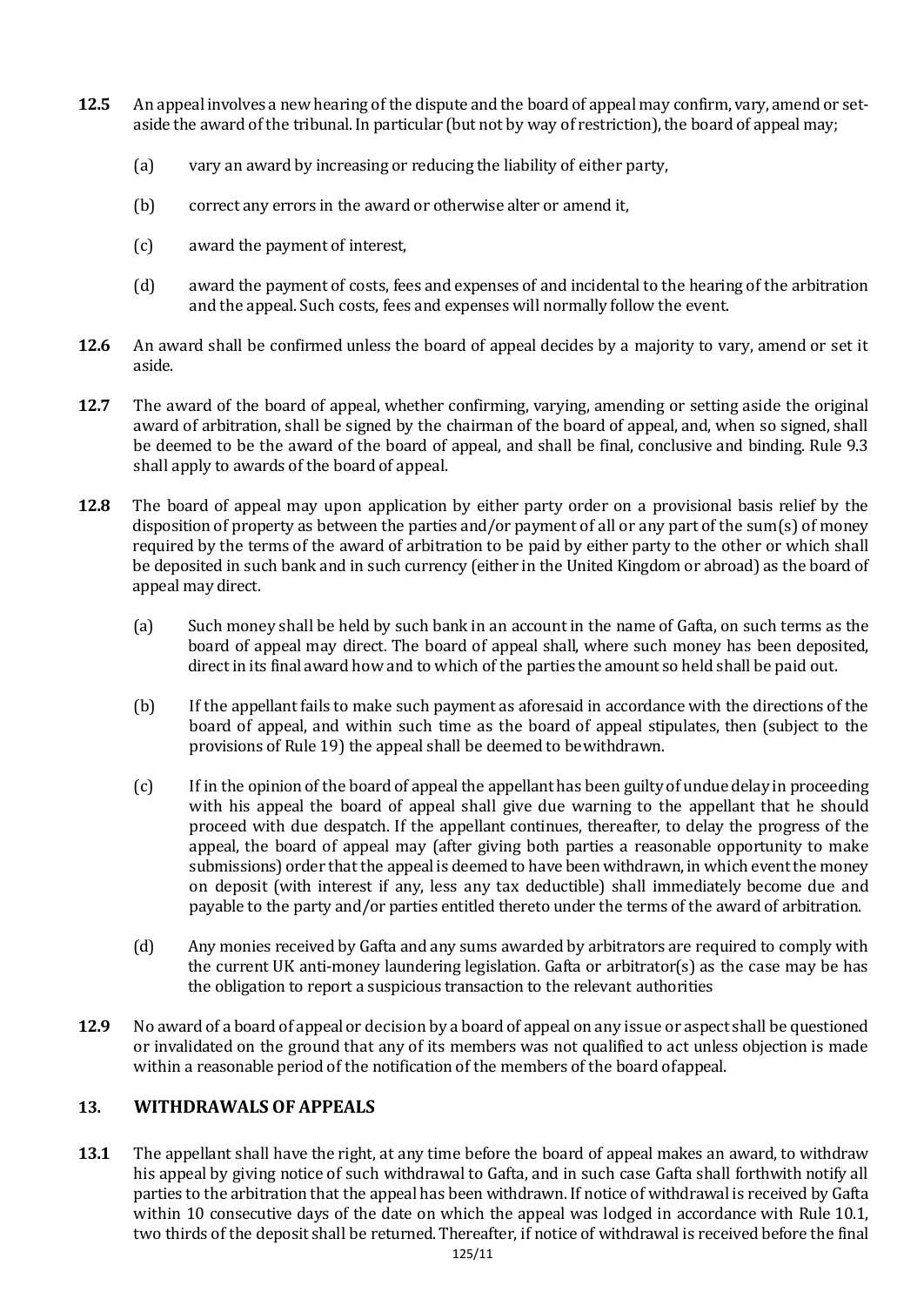**12.5** An appeal involves a new hearing of the dispute and the board of appeal may confirm, vary, amend or set-aside the award of the tribunal. In particular (but not by way of restriction), the board of appeal may;

(a) vary an award by increasing or reducing the liability of either party,

(b) correct any errors in the award or otherwise alter or amend it,

(c) award the payment of interest,

(d) award the payment of costs, fees and expenses of and incidental to the hearing of the arbitration and the appeal. Such costs, fees and expenses will normally follow the event.

**12.6** An award shall be confirmed unless the board of appeal decides by a majority to vary, amend or set it aside.

**12.7** The award of the board of appeal, whether confirming, varying, amending or setting aside the original award of arbitration, shall be signed by the chairman of the board of appeal, and, when so signed, shall be deemed to be the award of the board of appeal, and shall be final, conclusive and binding. Rule 9.3 shall apply to awards of the board of appeal.

**12.8** The board of appeal may upon application by either party order on a provisional basis relief by the disposition of property as between the parties and/or payment of all or any part of the sum(s) of money required by the terms of the award of arbitration to be paid by either party to the other or which shall be deposited in such bank and in such currency (either in the United Kingdom or abroad) as the board of appeal may direct.

(a) Such money shall be held by such bank in an account in the name of Gafta, on such terms as the board of appeal may direct. The board of appeal shall, where such money has been deposited, direct in its final award how and to which of the parties the amount so held shall be paid out.

(b) If the appellant fails to make such payment as aforesaid in accordance with the directions of the board of appeal, and within such time as the board of appeal stipulates, then (subject to the provisions of Rule 19) the appeal shall be deemed to be withdrawn.

(c) If in the opinion of the board of appeal the appellant has been guilty of undue delay in proceeding with his appeal the board of appeal shall give due warning to the appellant that he should proceed with due despatch. If the appellant continues, thereafter, to delay the progress of the appeal, the board of appeal may (after giving both parties a reasonable opportunity to make submissions) order that the appeal is deemed to have been withdrawn, in which event the money on deposit (with interest if any, less any tax deductible) shall immediately become due and payable to the party and/or parties entitled thereto under the terms of the award of arbitration.

(d) Any monies received by Gafta and any sums awarded by arbitrators are required to comply with the current UK anti-money laundering legislation. Gafta or arbitrator(s) as the case may be has the obligation to report a suspicious transaction to the relevant authorities

**12.9** No award of a board of appeal or decision by a board of appeal on any issue or aspect shall be questioned or invalidated on the ground that any of its members was not qualified to act unless objection is made within a reasonable period of the notification of the members of the board of appeal.

## 13. WITHDRAWALS OF APPEALS

**13.1** The appellant shall have the right, at any time before the board of appeal makes an award, to withdraw his appeal by giving notice of such withdrawal to Gafta, and in such case Gafta shall forthwith notify all parties to the arbitration that the appeal has been withdrawn. If notice of withdrawal is received by Gafta within 10 consecutive days of the date on which the appeal was lodged in accordance with Rule 10.1, two thirds of the deposit shall be returned. Thereafter, if notice of withdrawal is received before the final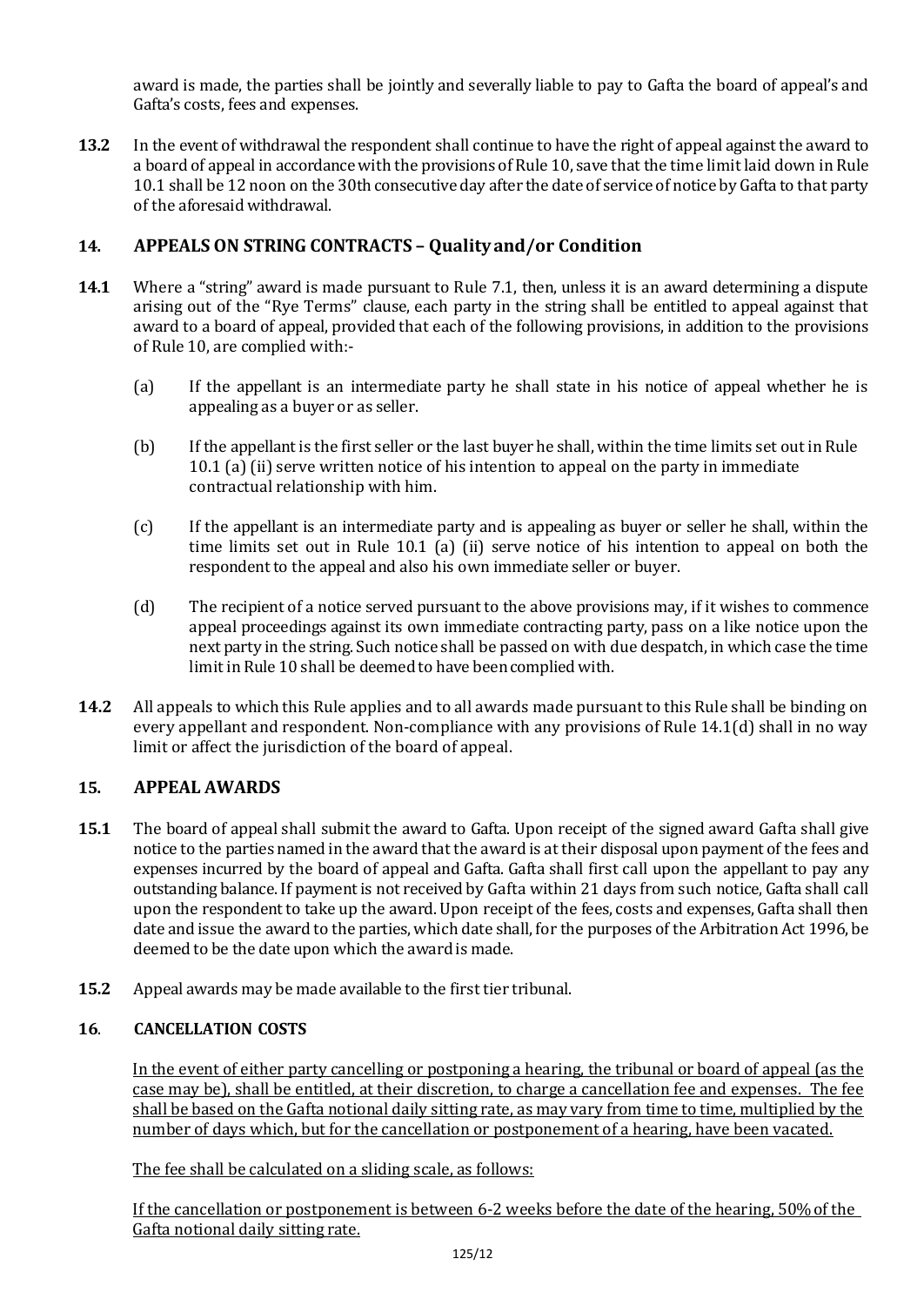award is made, the parties shall be jointly and severally liable to pay to Gafta the board of appeal's and Gafta's costs, fees and expenses.

**13.2** In the event of withdrawal the respondent shall continue to have the right of appeal against the award to a board of appeal in accordance with the provisions of Rule 10, save that the time limit laid down in Rule 10.1 shall be 12 noon on the 30th consecutive day after the date of service of notice by Gafta to that party of the aforesaid withdrawal.

## 14. APPEALS ON STRING CONTRACTS – Quality and/or Condition

**14.1** Where a "string" award is made pursuant to Rule 7.1, then, unless it is an award determining a dispute arising out of the "Rye Terms" clause, each party in the string shall be entitled to appeal against that award to a board of appeal, provided that each of the following provisions, in addition to the provisions of Rule 10, are complied with:-

(a) If the appellant is an intermediate party he shall state in his notice of appeal whether he is appealing as a buyer or as seller.

(b) If the appellant is the first seller or the last buyer he shall, within the time limits set out in Rule 10.1 (a) (ii) serve written notice of his intention to appeal on the party in immediate contractual relationship with him.

(c) If the appellant is an intermediate party and is appealing as buyer or seller he shall, within the time limits set out in Rule 10.1 (a) (ii) serve notice of his intention to appeal on both the respondent to the appeal and also his own immediate seller or buyer.

(d) The recipient of a notice served pursuant to the above provisions may, if it wishes to commence appeal proceedings against its own immediate contracting party, pass on a like notice upon the next party in the string. Such notice shall be passed on with due despatch, in which case the time limit in Rule 10 shall be deemed to have been complied with.

**14.2** All appeals to which this Rule applies and to all awards made pursuant to this Rule shall be binding on every appellant and respondent. Non-compliance with any provisions of Rule 14.1(d) shall in no way limit or affect the jurisdiction of the board of appeal.

## 15. APPEAL AWARDS

**15.1** The board of appeal shall submit the award to Gafta. Upon receipt of the signed award Gafta shall give notice to the parties named in the award that the award is at their disposal upon payment of the fees and expenses incurred by the board of appeal and Gafta. Gafta shall first call upon the appellant to pay any outstanding balance. If payment is not received by Gafta within 21 days from such notice, Gafta shall call upon the respondent to take up the award. Upon receipt of the fees, costs and expenses, Gafta shall then date and issue the award to the parties, which date shall, for the purposes of the Arbitration Act 1996, be deemed to be the date upon which the award is made.

**15.2** Appeal awards may be made available to the first tier tribunal.

## 16. CANCELLATION COSTS

In the event of either party cancelling or postponing a hearing, the tribunal or board of appeal (as the case may be), shall be entitled, at their discretion, to charge a cancellation fee and expenses. The fee shall be based on the Gafta notional daily sitting rate, as may vary from time to time, multiplied by the number of days which, but for the cancellation or postponement of a hearing, have been vacated.

The fee shall be calculated on a sliding scale, as follows:

If the cancellation or postponement is between 6-2 weeks before the date of the hearing, 50% of the Gafta notional daily sitting rate.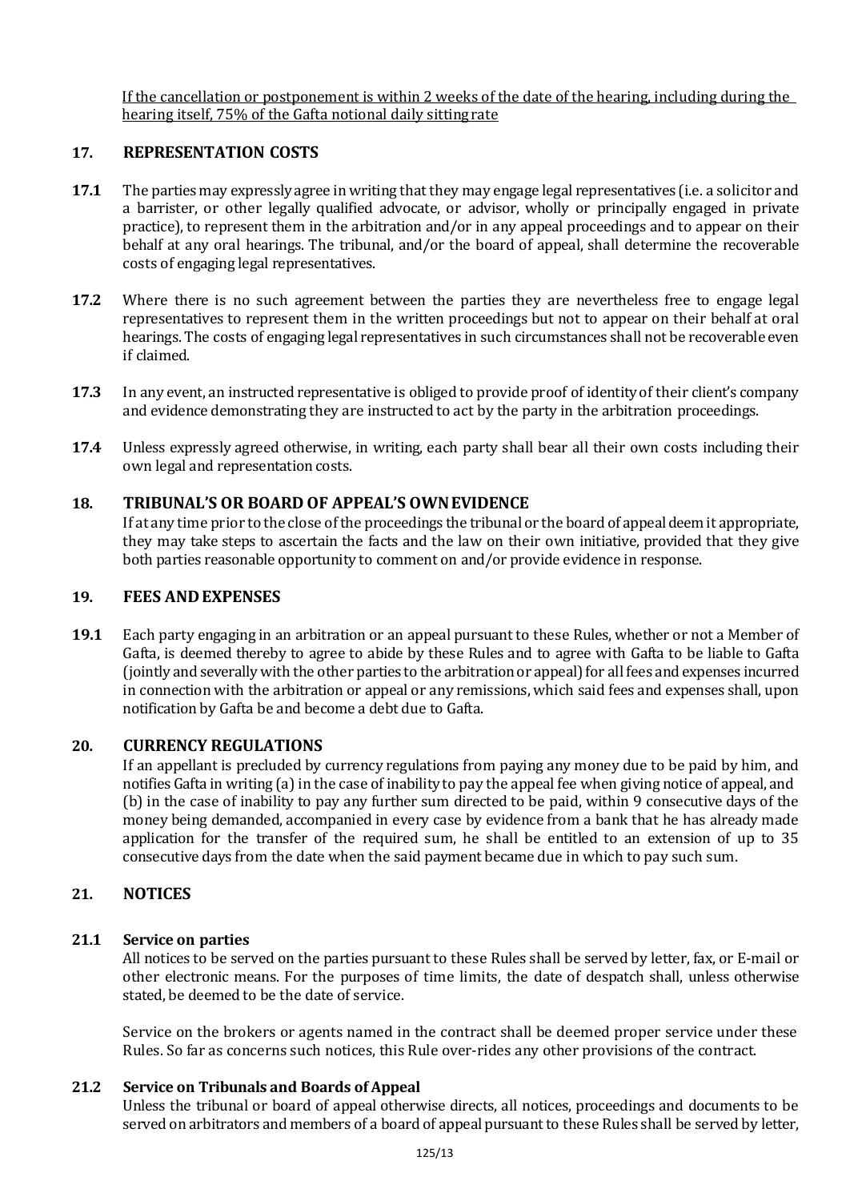If the cancellation or postponement is within 2 weeks of the date of the hearing, including during the hearing itself, 75% of the Gafta notional daily sitting rate

## 17. REPRESENTATION COSTS

**17.1** The parties may expressly agree in writing that they may engage legal representatives (i.e. a solicitor and a barrister, or other legally qualified advocate, or advisor, wholly or principally engaged in private practice), to represent them in the arbitration and/or in any appeal proceedings and to appear on their behalf at any oral hearings. The tribunal, and/or the board of appeal, shall determine the recoverable costs of engaging legal representatives.

**17.2** Where there is no such agreement between the parties they are nevertheless free to engage legal representatives to represent them in the written proceedings but not to appear on their behalf at oral hearings. The costs of engaging legal representatives in such circumstances shall not be recoverable even if claimed.

**17.3** In any event, an instructed representative is obliged to provide proof of identity of their client's company and evidence demonstrating they are instructed to act by the party in the arbitration proceedings.

**17.4** Unless expressly agreed otherwise, in writing, each party shall bear all their own costs including their own legal and representation costs.

## 18. TRIBUNAL'S OR BOARD OF APPEAL'S OWN EVIDENCE

If at any time prior to the close of the proceedings the tribunal or the board of appeal deem it appropriate, they may take steps to ascertain the facts and the law on their own initiative, provided that they give both parties reasonable opportunity to comment on and/or provide evidence in response.

## 19. FEES AND EXPENSES

**19.1** Each party engaging in an arbitration or an appeal pursuant to these Rules, whether or not a Member of Gafta, is deemed thereby to agree to abide by these Rules and to agree with Gafta to be liable to Gafta (jointly and severally with the other parties to the arbitration or appeal) for all fees and expenses incurred in connection with the arbitration or appeal or any remissions, which said fees and expenses shall, upon notification by Gafta be and become a debt due to Gafta.

## 20. CURRENCY REGULATIONS

If an appellant is precluded by currency regulations from paying any money due to be paid by him, and notifies Gafta in writing (a) in the case of inability to pay the appeal fee when giving notice of appeal, and (b) in the case of inability to pay any further sum directed to be paid, within 9 consecutive days of the money being demanded, accompanied in every case by evidence from a bank that he has already made application for the transfer of the required sum, he shall be entitled to an extension of up to 35 consecutive days from the date when the said payment became due in which to pay such sum.

## 21. NOTICES

### 21.1 Service on parties

All notices to be served on the parties pursuant to these Rules shall be served by letter, fax, or E-mail or other electronic means. For the purposes of time limits, the date of despatch shall, unless otherwise stated, be deemed to be the date of service.

Service on the brokers or agents named in the contract shall be deemed proper service under these Rules. So far as concerns such notices, this Rule over-rides any other provisions of the contract.

### 21.2 Service on Tribunals and Boards of Appeal

Unless the tribunal or board of appeal otherwise directs, all notices, proceedings and documents to be served on arbitrators and members of a board of appeal pursuant to these Rules shall be served by letter,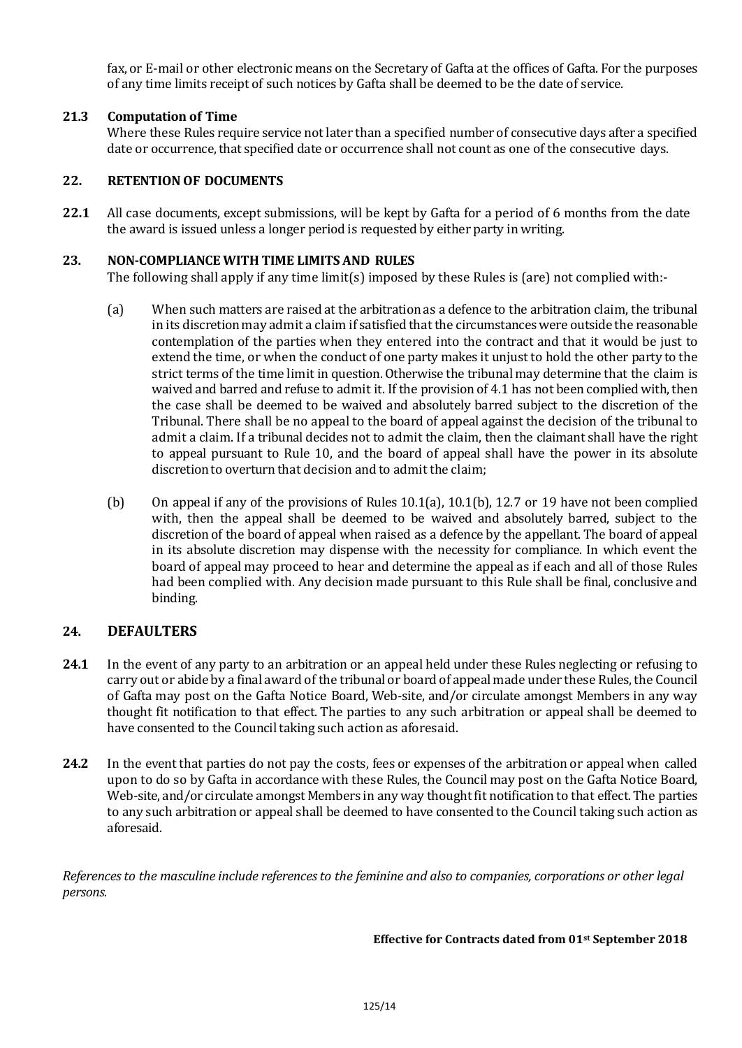fax, or E-mail or other electronic means on the Secretary of Gafta at the offices of Gafta. For the purposes of any time limits receipt of such notices by Gafta shall be deemed to be the date of service.

### 21.3 Computation of Time

Where these Rules require service not later than a specified number of consecutive days after a specified date or occurrence, that specified date or occurrence shall not count as one of the consecutive days.

## 22. RETENTION OF DOCUMENTS

**22.1** All case documents, except submissions, will be kept by Gafta for a period of 6 months from the date the award is issued unless a longer period is requested by either party in writing.

## 23. NON-COMPLIANCE WITH TIME LIMITS AND RULES

The following shall apply if any time limit(s) imposed by these Rules is (are) not complied with:-

(a) When such matters are raised at the arbitration as a defence to the arbitration claim, the tribunal in its discretion may admit a claim if satisfied that the circumstances were outside the reasonable contemplation of the parties when they entered into the contract and that it would be just to extend the time, or when the conduct of one party makes it unjust to hold the other party to the strict terms of the time limit in question. Otherwise the tribunal may determine that the claim is waived and barred and refuse to admit it. If the provision of 4.1 has not been complied with, then the case shall be deemed to be waived and absolutely barred subject to the discretion of the Tribunal. There shall be no appeal to the board of appeal against the decision of the tribunal to admit a claim. If a tribunal decides not to admit the claim, then the claimant shall have the right to appeal pursuant to Rule 10, and the board of appeal shall have the power in its absolute discretion to overturn that decision and to admit the claim;

(b) On appeal if any of the provisions of Rules 10.1(a), 10.1(b), 12.7 or 19 have not been complied with, then the appeal shall be deemed to be waived and absolutely barred, subject to the discretion of the board of appeal when raised as a defence by the appellant. The board of appeal in its absolute discretion may dispense with the necessity for compliance. In which event the board of appeal may proceed to hear and determine the appeal as if each and all of those Rules had been complied with. Any decision made pursuant to this Rule shall be final, conclusive and binding.

## 24. DEFAULTERS

**24.1** In the event of any party to an arbitration or an appeal held under these Rules neglecting or refusing to carry out or abide by a final award of the tribunal or board of appeal made under these Rules, the Council of Gafta may post on the Gafta Notice Board, Web-site, and/or circulate amongst Members in any way thought fit notification to that effect. The parties to any such arbitration or appeal shall be deemed to have consented to the Council taking such action as aforesaid.

**24.2** In the event that parties do not pay the costs, fees or expenses of the arbitration or appeal when called upon to do so by Gafta in accordance with these Rules, the Council may post on the Gafta Notice Board, Web-site, and/or circulate amongst Members in any way thought fit notification to that effect. The parties to any such arbitration or appeal shall be deemed to have consented to the Council taking such action as aforesaid.

*References to the masculine include references to the feminine and also to companies, corporations or other legal persons.*

**Effective for Contracts dated from 01st September 2018**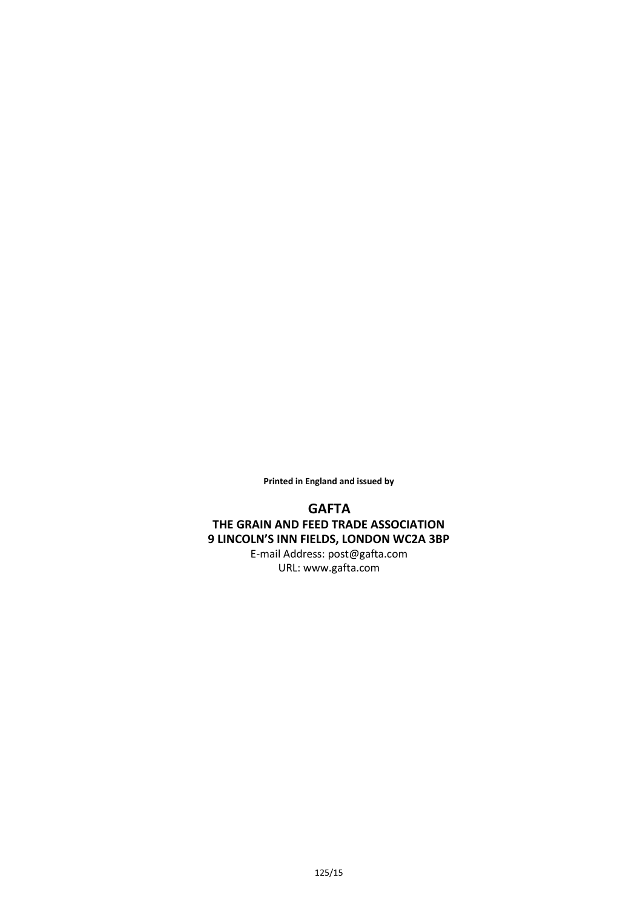**Printed in England and issued by**

**GAFTA**

**THE GRAIN AND FEED TRADE ASSOCIATION**
**9 LINCOLN'S INN FIELDS, LONDON WC2A 3BP**

E-mail Address: post@gafta.com
URL: www.gafta.com